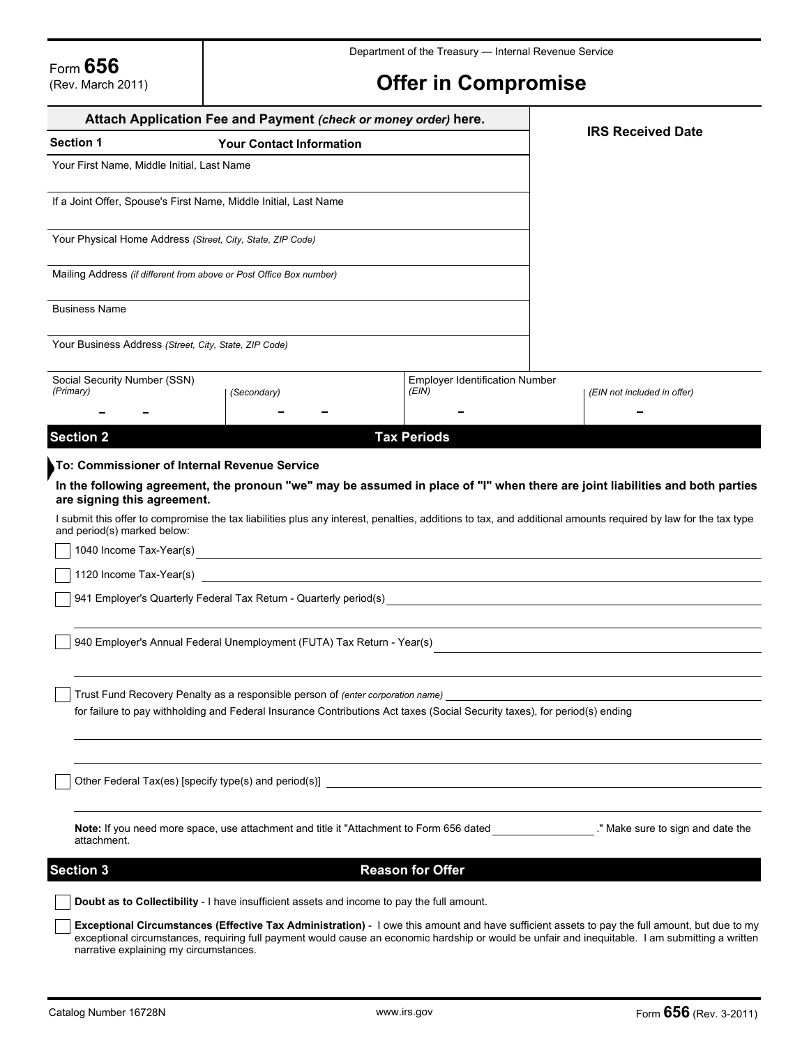Form **656**
(Rev. March 2011)

Department of the Treasury — Internal Revenue Service

# Offer in Compromise

**Attach Application Fee and Payment** ***(check or money order)*** **here.**

**IRS Received Date**

## Section 1 — Your Contact Information

Your First Name, Middle Initial, Last Name

If a Joint Offer, Spouse's First Name, Middle Initial, Last Name

Your Physical Home Address *(Street, City, State, ZIP Code)*

Mailing Address *(if different from above or Post Office Box number)*

Business Name

Your Business Address *(Street, City, State, ZIP Code)*

| Social Security Number (SSN) *(Primary)* | *(Secondary)* | Employer Identification Number *(EIN)* | *(EIN not included in offer)* |
|---|---|---|---|
| – – | – – | – | – |

## Section 2 — Tax Periods

**To: Commissioner of Internal Revenue Service**

**In the following agreement, the pronoun "we" may be assumed in place of "I" when there are joint liabilities and both parties are signing this agreement.**

I submit this offer to compromise the tax liabilities plus any interest, penalties, additions to tax, and additional amounts required by law for the tax type and period(s) marked below:

- ☐ 1040 Income Tax-Year(s) ______________________
- ☐ 1120 Income Tax-Year(s) ______________________
- ☐ 941 Employer's Quarterly Federal Tax Return - Quarterly period(s) ______________________
- ☐ 940 Employer's Annual Federal Unemployment (FUTA) Tax Return - Year(s) ______________________
- ☐ Trust Fund Recovery Penalty as a responsible person of *(enter corporation name)* ______________________ for failure to pay withholding and Federal Insurance Contributions Act taxes (Social Security taxes), for period(s) ending ______________________
- ☐ Other Federal Tax(es) [specify type(s) and period(s)] ______________________

**Note:** If you need more space, use attachment and title it "Attachment to Form 656 dated ____________." Make sure to sign and date the attachment.

## Section 3 — Reason for Offer

- ☐ **Doubt as to Collectibility** - I have insufficient assets and income to pay the full amount.
- ☐ **Exceptional Circumstances (Effective Tax Administration)** - I owe this amount and have sufficient assets to pay the full amount, but due to my exceptional circumstances, requiring full payment would cause an economic hardship or would be unfair and inequitable. I am submitting a written narrative explaining my circumstances.

Catalog Number 16728N — www.irs.gov — Form **656** (Rev. 3-2011)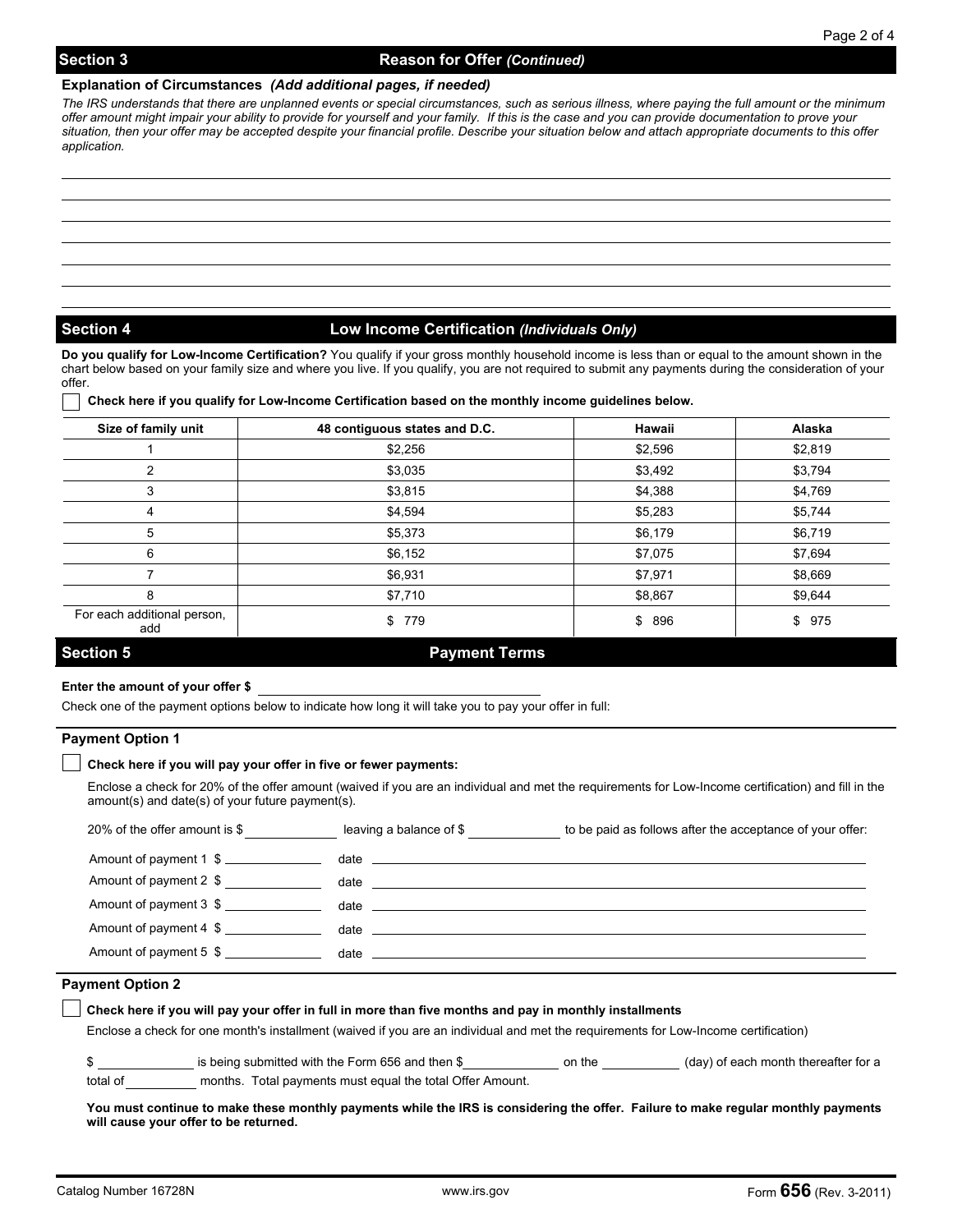## Section 3 — Reason for Offer *(Continued)*

**Explanation of Circumstances** ***(Add additional pages, if needed)***

*The IRS understands that there are unplanned events or special circumstances, such as serious illness, where paying the full amount or the minimum offer amount might impair your ability to provide for yourself and your family. If this is the case and you can provide documentation to prove your situation, then your offer may be accepted despite your financial profile. Describe your situation below and attach appropriate documents to this offer application.*

______________________________________________________________________

______________________________________________________________________

______________________________________________________________________

______________________________________________________________________

______________________________________________________________________

______________________________________________________________________

## Section 4 — Low Income Certification *(Individuals Only)*

**Do you qualify for Low-Income Certification?** You qualify if your gross monthly household income is less than or equal to the amount shown in the chart below based on your family size and where you live. If you qualify, you are not required to submit any payments during the consideration of your offer.

☐ **Check here if you qualify for Low-Income Certification based on the monthly income guidelines below.**

| Size of family unit | 48 contiguous states and D.C. | Hawaii | Alaska |
|---|---|---|---|
| 1 | $2,256 | $2,596 | $2,819 |
| 2 | $3,035 | $3,492 | $3,794 |
| 3 | $3,815 | $4,388 | $4,769 |
| 4 | $4,594 | $5,283 | $5,744 |
| 5 | $5,373 | $6,179 | $6,719 |
| 6 | $6,152 | $7,075 | $7,694 |
| 7 | $6,931 | $7,971 | $8,669 |
| 8 | $7,710 | $8,867 | $9,644 |
| For each additional person, add | $ 779 | $ 896 | $ 975 |

## Section 5 — Payment Terms

**Enter the amount of your offer $** ______________________

Check one of the payment options below to indicate how long it will take you to pay your offer in full:

### Payment Option 1

☐ **Check here if you will pay your offer in five or fewer payments:**

Enclose a check for 20% of the offer amount (waived if you are an individual and met the requirements for Low-Income certification) and fill in the amount(s) and date(s) of your future payment(s).

20% of the offer amount is $ __________ leaving a balance of $ __________ to be paid as follows after the acceptance of your offer:

Amount of payment 1 $ __________ date ______________________

Amount of payment 2 $ __________ date ______________________

Amount of payment 3 $ __________ date ______________________

Amount of payment 4 $ __________ date ______________________

Amount of payment 5 $ __________ date ______________________

### Payment Option 2

☐ **Check here if you will pay your offer in full in more than five months and pay in monthly installments**

Enclose a check for one month's installment (waived if you are an individual and met the requirements for Low-Income certification)

$ __________ is being submitted with the Form 656 and then $__________ on the __________ (day) of each month thereafter for a total of __________ months. Total payments must equal the total Offer Amount.

**You must continue to make these monthly payments while the IRS is considering the offer. Failure to make regular monthly payments will cause your offer to be returned.**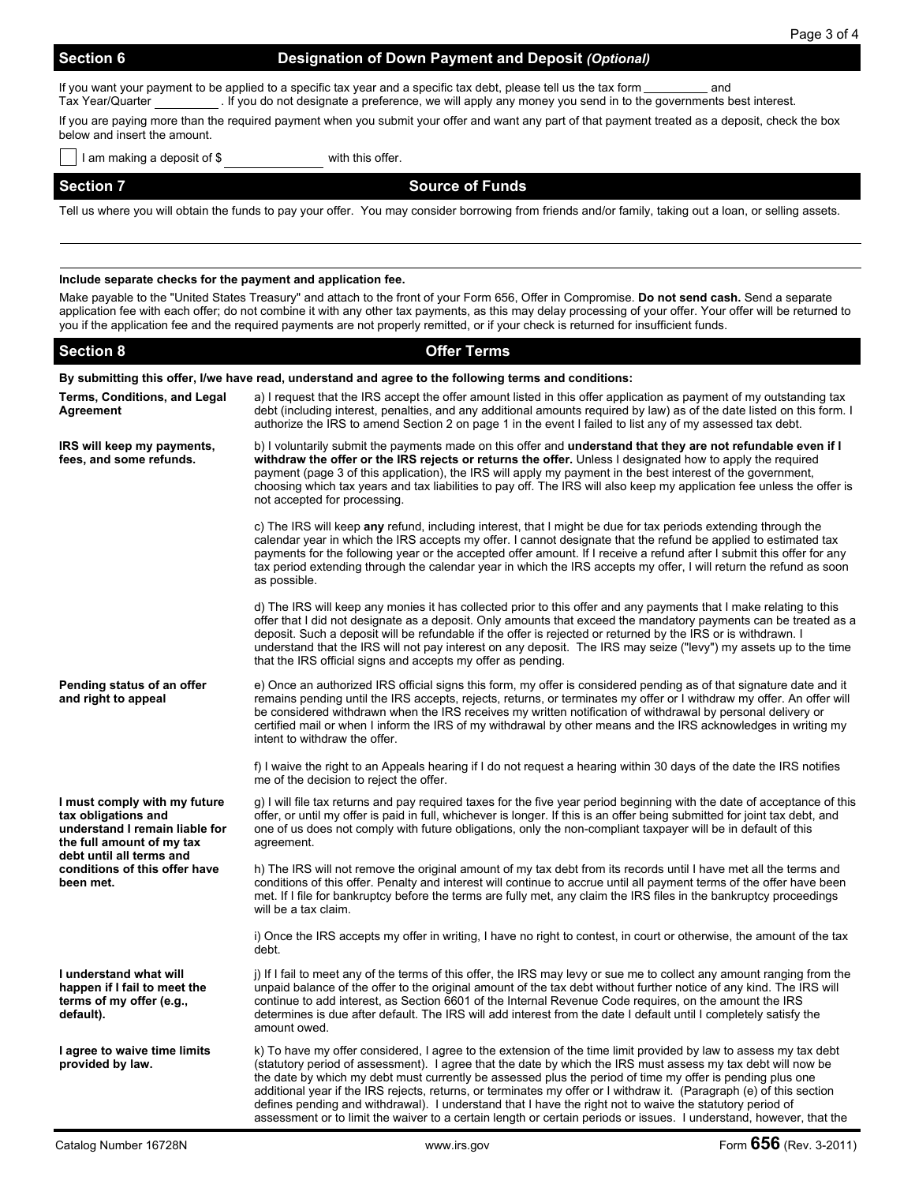## Section 6 Designation of Down Payment and Deposit *(Optional)*

If you want your payment to be applied to a specific tax year and a specific tax debt, please tell us the tax form __________ and Tax Year/Quarter __________. If you do not designate a preference, we will apply any money you send in to the governments best interest.

If you are paying more than the required payment when you submit your offer and want any part of that payment treated as a deposit, check the box below and insert the amount.

☐ I am making a deposit of $ ______________ with this offer.

## Section 7 Source of Funds

Tell us where you will obtain the funds to pay your offer. You may consider borrowing from friends and/or family, taking out a loan, or selling assets.

______________________________________________________________________

______________________________________________________________________

**Include separate checks for the payment and application fee.**

Make payable to the "United States Treasury" and attach to the front of your Form 656, Offer in Compromise. **Do not send cash.** Send a separate application fee with each offer; do not combine it with any other tax payments, as this may delay processing of your offer. Your offer will be returned to you if the application fee and the required payments are not properly remitted, or if your check is returned for insufficient funds.

## Section 8 Offer Terms

**By submitting this offer, I/we have read, understand and agree to the following terms and conditions:**

**Terms, Conditions, and Legal Agreement**

a) I request that the IRS accept the offer amount listed in this offer application as payment of my outstanding tax debt (including interest, penalties, and any additional amounts required by law) as of the date listed on this form. I authorize the IRS to amend Section 2 on page 1 in the event I failed to list any of my assessed tax debt.

**IRS will keep my payments, fees, and some refunds.**

b) I voluntarily submit the payments made on this offer and **understand that they are not refundable even if I withdraw the offer or the IRS rejects or returns the offer.** Unless I designated how to apply the required payment (page 3 of this application), the IRS will apply my payment in the best interest of the government, choosing which tax years and tax liabilities to pay off. The IRS will also keep my application fee unless the offer is not accepted for processing.

c) The IRS will keep **any** refund, including interest, that I might be due for tax periods extending through the calendar year in which the IRS accepts my offer. I cannot designate that the refund be applied to estimated tax payments for the following year or the accepted offer amount. If I receive a refund after I submit this offer for any tax period extending through the calendar year in which the IRS accepts my offer, I will return the refund as soon as possible.

d) The IRS will keep any monies it has collected prior to this offer and any payments that I make relating to this offer that I did not designate as a deposit. Only amounts that exceed the mandatory payments can be treated as a deposit. Such a deposit will be refundable if the offer is rejected or returned by the IRS or is withdrawn. I understand that the IRS will not pay interest on any deposit. The IRS may seize ("levy") my assets up to the time that the IRS official signs and accepts my offer as pending.

**Pending status of an offer and right to appeal**

e) Once an authorized IRS official signs this form, my offer is considered pending as of that signature date and it remains pending until the IRS accepts, rejects, returns, or terminates my offer or I withdraw my offer. An offer will be considered withdrawn when the IRS receives my written notification of withdrawal by personal delivery or certified mail or when I inform the IRS of my withdrawal by other means and the IRS acknowledges in writing my intent to withdraw the offer.

f) I waive the right to an Appeals hearing if I do not request a hearing within 30 days of the date the IRS notifies me of the decision to reject the offer.

**I must comply with my future tax obligations and understand I remain liable for the full amount of my tax debt until all terms and conditions of this offer have been met.**

g) I will file tax returns and pay required taxes for the five year period beginning with the date of acceptance of this offer, or until my offer is paid in full, whichever is longer. If this is an offer being submitted for joint tax debt, and one of us does not comply with future obligations, only the non-compliant taxpayer will be in default of this agreement.

h) The IRS will not remove the original amount of my tax debt from its records until I have met all the terms and conditions of this offer. Penalty and interest will continue to accrue until all payment terms of the offer have been met. If I file for bankruptcy before the terms are fully met, any claim the IRS files in the bankruptcy proceedings will be a tax claim.

i) Once the IRS accepts my offer in writing, I have no right to contest, in court or otherwise, the amount of the tax debt.

**I understand what will happen if I fail to meet the terms of my offer (e.g., default).**

j) If I fail to meet any of the terms of this offer, the IRS may levy or sue me to collect any amount ranging from the unpaid balance of the offer to the original amount of the tax debt without further notice of any kind. The IRS will continue to add interest, as Section 6601 of the Internal Revenue Code requires, on the amount the IRS determines is due after default. The IRS will add interest from the date I default until I completely satisfy the amount owed.

**I agree to waive time limits provided by law.**

k) To have my offer considered, I agree to the extension of the time limit provided by law to assess my tax debt (statutory period of assessment). I agree that the date by which the IRS must assess my tax debt will now be the date by which my debt must currently be assessed plus the period of time my offer is pending plus one additional year if the IRS rejects, returns, or terminates my offer or I withdraw it. (Paragraph (e) of this section defines pending and withdrawal). I understand that I have the right not to waive the statutory period of assessment or to limit the waiver to a certain length or certain periods or issues. I understand, however, that the

Catalog Number 16728N www.irs.gov Form **656** (Rev. 3-2011)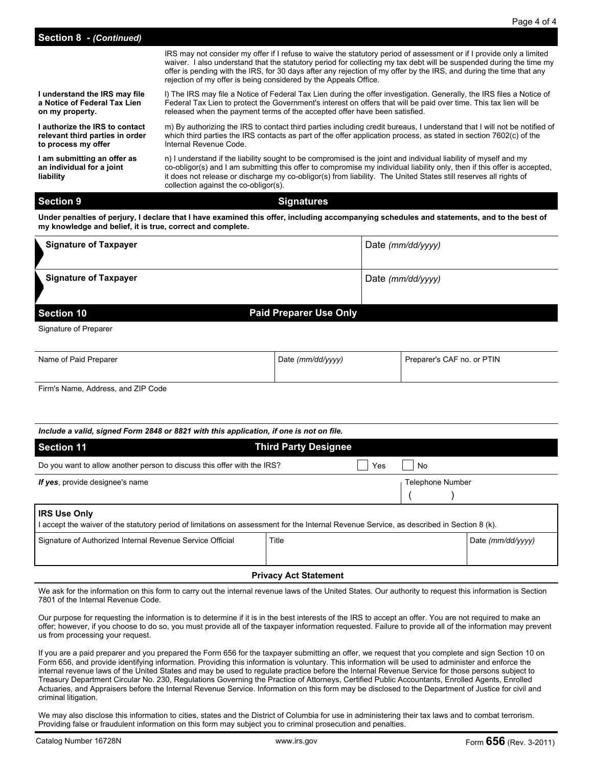## Section 8 - *(Continued)*

| | |
|---|---|
| | IRS may not consider my offer if I refuse to waive the statutory period of assessment or if I provide only a limited waiver. I also understand that the statutory period for collecting my tax debt will be suspended during the time my offer is pending with the IRS, for 30 days after any rejection of my offer by the IRS, and during the time that any rejection of my offer is being considered by the Appeals Office. |
| **I understand the IRS may file a Notice of Federal Tax Lien on my property.** | l) The IRS may file a Notice of Federal Tax Lien during the offer investigation. Generally, the IRS files a Notice of Federal Tax Lien to protect the Government's interest on offers that will be paid over time. This tax lien will be released when the payment terms of the accepted offer have been satisfied. |
| **I authorize the IRS to contact relevant third parties in order to process my offer** | m) By authorizing the IRS to contact third parties including credit bureaus, I understand that I will not be notified of which third parties the IRS contacts as part of the offer application process, as stated in section 7602(c) of the Internal Revenue Code. |
| **I am submitting an offer as an individual for a joint liability** | n) I understand if the liability sought to be compromised is the joint and individual liability of myself and my co-obligor(s) and I am submitting this offer to compromise my individual liability only, then if this offer is accepted, it does not release or discharge my co-obligor(s) from liability. The United States still reserves all rights of collection against the co-obligor(s). |

## Section 9 — Signatures

**Under penalties of perjury, I declare that I have examined this offer, including accompanying schedules and statements, and to the best of my knowledge and belief, it is true, correct and complete.**

| | |
|---|---|
| **Signature of Taxpayer** | Date *(mm/dd/yyyy)* |
| **Signature of Taxpayer** | Date *(mm/dd/yyyy)* |

## Section 10 — Paid Preparer Use Only

Signature of Preparer

| | | |
|---|---|---|
| Name of Paid Preparer | Date *(mm/dd/yyyy)* | Preparer's CAF no. or PTIN |

Firm's Name, Address, and ZIP Code

***Include a valid, signed Form 2848 or 8821 with this application, if one is not on file.***

## Section 11 — Third Party Designee

Do you want to allow another person to discuss this offer with the IRS? ☐ Yes ☐ No

| | |
|---|---|
| ***If yes***, provide designee's name | Telephone Number ( ) |

**IRS Use Only**

I accept the waiver of the statutory period of limitations on assessment for the Internal Revenue Service, as described in Section 8 (k).

| | | |
|---|---|---|
| Signature of Authorized Internal Revenue Service Official | Title | Date *(mm/dd/yyyy)* |

### Privacy Act Statement

We ask for the information on this form to carry out the internal revenue laws of the United States. Our authority to request this information is Section 7801 of the Internal Revenue Code.

Our purpose for requesting the information is to determine if it is in the best interests of the IRS to accept an offer. You are not required to make an offer; however, if you choose to do so, you must provide all of the taxpayer information requested. Failure to provide all of the information may prevent us from processing your request.

If you are a paid preparer and you prepared the Form 656 for the taxpayer submitting an offer, we request that you complete and sign Section 10 on Form 656, and provide identifying information. Providing this information is voluntary. This information will be used to administer and enforce the internal revenue laws of the United States and may be used to regulate practice before the Internal Revenue Service for those persons subject to Treasury Department Circular No. 230, Regulations Governing the Practice of Attorneys, Certified Public Accountants, Enrolled Agents, Enrolled Actuaries, and Appraisers before the Internal Revenue Service. Information on this form may be disclosed to the Department of Justice for civil and criminal litigation.

We may also disclose this information to cities, states and the District of Columbia for use in administering their tax laws and to combat terrorism. Providing false or fraudulent information on this form may subject you to criminal prosecution and penalties.

Catalog Number 16728N www.irs.gov Form **656** (Rev. 3-2011)